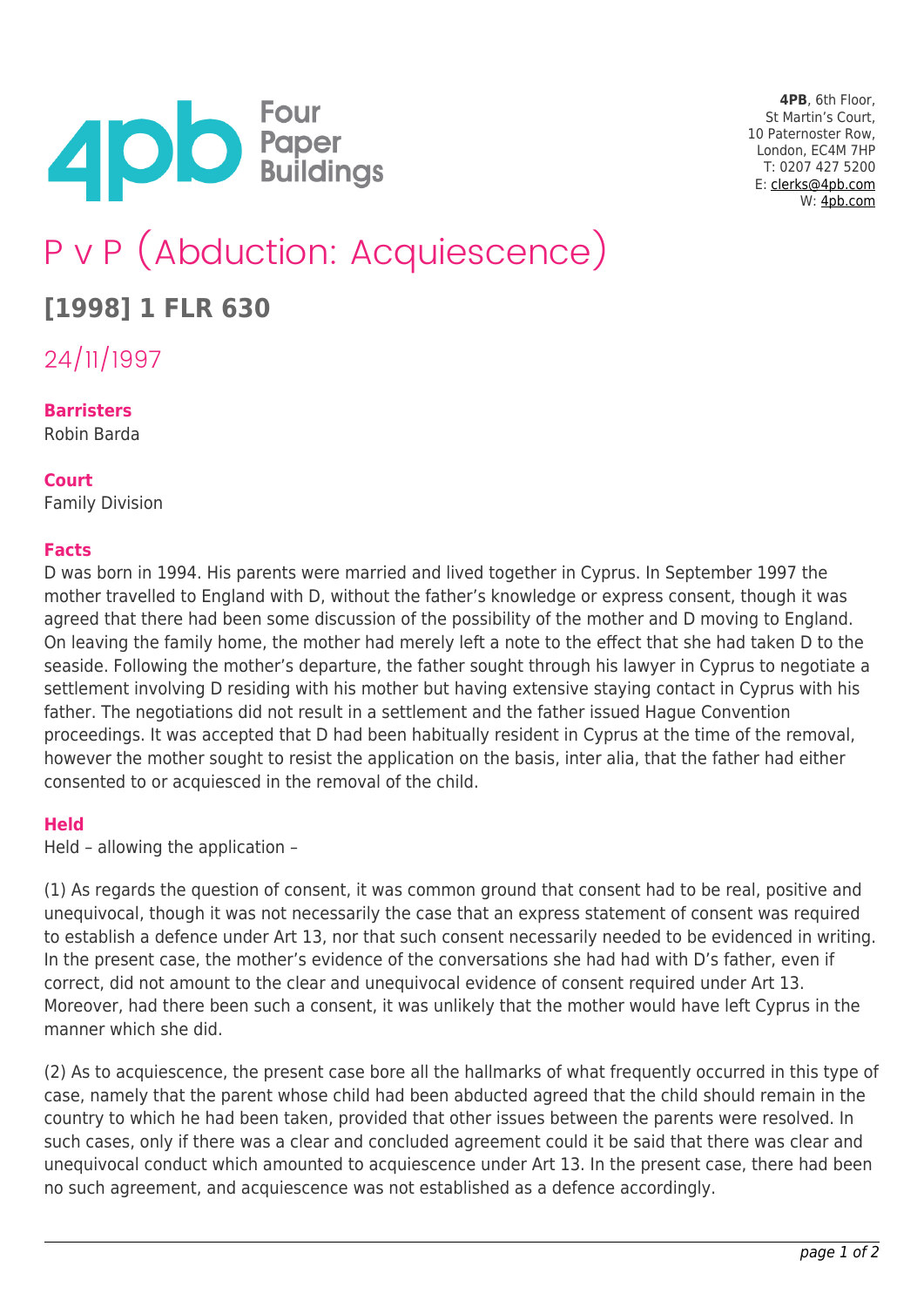4PB, 6th Floor,
St Martin's Court,
10 Paternoster Row,
London, EC4M 7HP
T: 0207 427 5200
E: clerks@4pb.com
W: 4pb.com

# P v P (Abduction: Acquiescence)

## [1998] 1 FLR 630

24/11/1997

**Barristers**
Robin Barda

**Court**
Family Division

**Facts**
D was born in 1994. His parents were married and lived together in Cyprus. In September 1997 the mother travelled to England with D, without the father's knowledge or express consent, though it was agreed that there had been some discussion of the possibility of the mother and D moving to England. On leaving the family home, the mother had merely left a note to the effect that she had taken D to the seaside. Following the mother's departure, the father sought through his lawyer in Cyprus to negotiate a settlement involving D residing with his mother but having extensive staying contact in Cyprus with his father. The negotiations did not result in a settlement and the father issued Hague Convention proceedings. It was accepted that D had been habitually resident in Cyprus at the time of the removal, however the mother sought to resist the application on the basis, inter alia, that the father had either consented to or acquiesced in the removal of the child.

**Held**
Held – allowing the application –

(1) As regards the question of consent, it was common ground that consent had to be real, positive and unequivocal, though it was not necessarily the case that an express statement of consent was required to establish a defence under Art 13, nor that such consent necessarily needed to be evidenced in writing. In the present case, the mother's evidence of the conversations she had had with D's father, even if correct, did not amount to the clear and unequivocal evidence of consent required under Art 13. Moreover, had there been such a consent, it was unlikely that the mother would have left Cyprus in the manner which she did.

(2) As to acquiescence, the present case bore all the hallmarks of what frequently occurred in this type of case, namely that the parent whose child had been abducted agreed that the child should remain in the country to which he had been taken, provided that other issues between the parents were resolved. In such cases, only if there was a clear and concluded agreement could it be said that there was clear and unequivocal conduct which amounted to acquiescence under Art 13. In the present case, there had been no such agreement, and acquiescence was not established as a defence accordingly.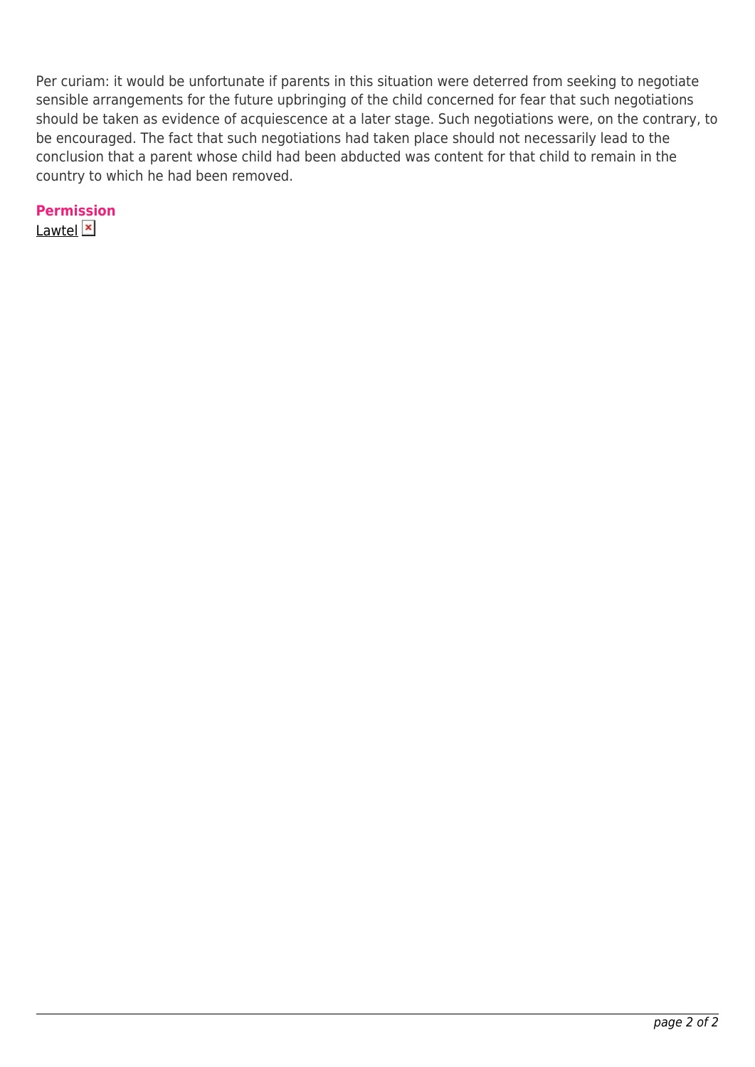Per curiam: it would be unfortunate if parents in this situation were deterred from seeking to negotiate sensible arrangements for the future upbringing of the child concerned for fear that such negotiations should be taken as evidence of acquiescence at a later stage. Such negotiations were, on the contrary, to be encouraged. The fact that such negotiations had taken place should not necessarily lead to the conclusion that a parent whose child had been abducted was content for that child to remain in the country to which he had been removed.

**Permission**

Lawtel